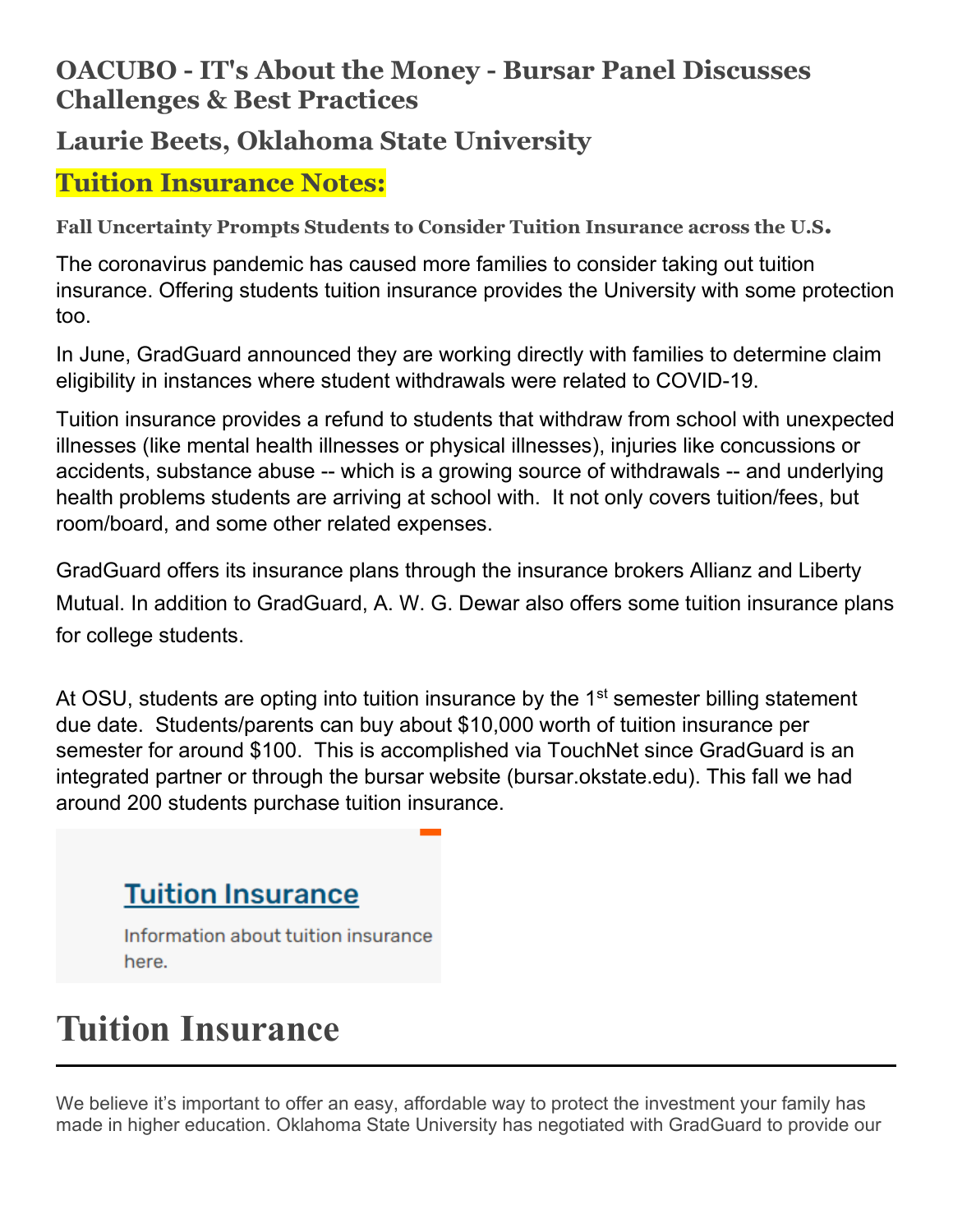# OACUBO - IT's About the Money - Bursar Panel Discusses Challenges & Best Practices

## Laurie Beets, Oklahoma State University

## Tuition Insurance Notes:

### Fall Uncertainty Prompts Students to Consider Tuition Insurance across the U.S.

The coronavirus pandemic has caused more families to consider taking out tuition insurance. Offering students tuition insurance provides the University with some protection too.

In June, GradGuard announced they are working directly with families to determine claim eligibility in instances where student withdrawals were related to COVID-19.

Tuition insurance provides a refund to students that withdraw from school with unexpected illnesses (like mental health illnesses or physical illnesses), injuries like concussions or accidents, substance abuse -- which is a growing source of withdrawals -- and underlying health problems students are arriving at school with. It not only covers tuition/fees, but room/board, and some other related expenses.

GradGuard offers its insurance plans through the insurance brokers Allianz and Liberty Mutual. In addition to GradGuard, A. W. G. Dewar also offers some tuition insurance plans for college students.

At OSU, students are opting into tuition insurance by the 1st semester billing statement due date. Students/parents can buy about $10,000 worth of tuition insurance per semester for around $100. This is accomplished via TouchNet since GradGuard is an integrated partner or through the bursar website (bursar.okstate.edu). This fall we had around 200 students purchase tuition insurance.

**Tuition Insurance**

Information about tuition insurance here.

# Tuition Insurance

We believe it's important to offer an easy, affordable way to protect the investment your family has made in higher education. Oklahoma State University has negotiated with GradGuard to provide our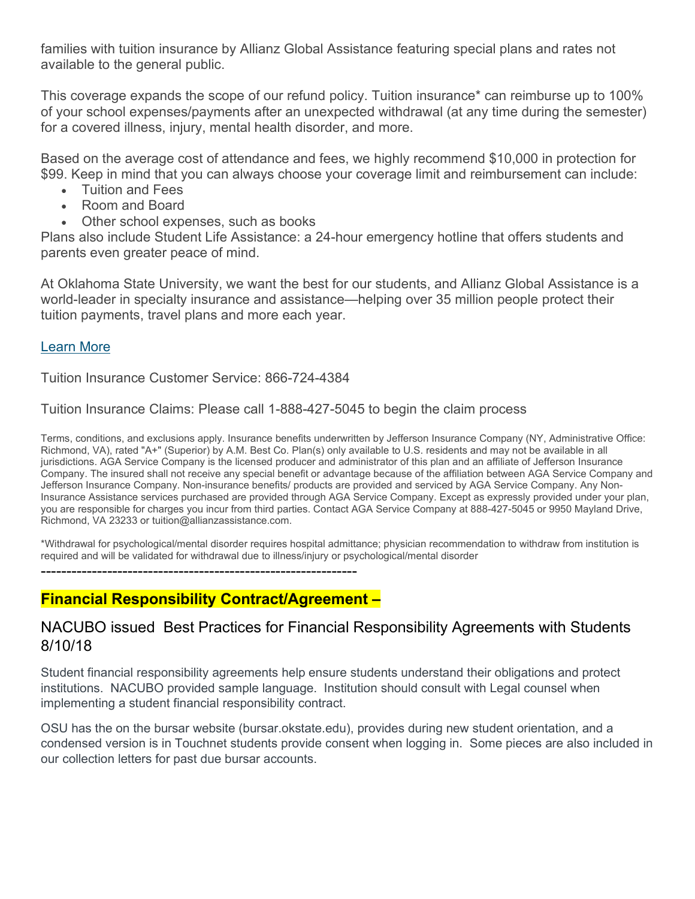families with tuition insurance by Allianz Global Assistance featuring special plans and rates not available to the general public.

This coverage expands the scope of our refund policy. Tuition insurance* can reimburse up to 100% of your school expenses/payments after an unexpected withdrawal (at any time during the semester) for a covered illness, injury, mental health disorder, and more.

Based on the average cost of attendance and fees, we highly recommend $10,000 in protection for $99. Keep in mind that you can always choose your coverage limit and reimbursement can include:

- Tuition and Fees
- Room and Board
- Other school expenses, such as books

Plans also include Student Life Assistance: a 24-hour emergency hotline that offers students and parents even greater peace of mind.

At Oklahoma State University, we want the best for our students, and Allianz Global Assistance is a world-leader in specialty insurance and assistance—helping over 35 million people protect their tuition payments, travel plans and more each year.

Learn More

Tuition Insurance Customer Service: 866-724-4384

Tuition Insurance Claims: Please call 1-888-427-5045 to begin the claim process

Terms, conditions, and exclusions apply. Insurance benefits underwritten by Jefferson Insurance Company (NY, Administrative Office: Richmond, VA), rated "A+" (Superior) by A.M. Best Co. Plan(s) only available to U.S. residents and may not be available in all jurisdictions. AGA Service Company is the licensed producer and administrator of this plan and an affiliate of Jefferson Insurance Company. The insured shall not receive any special benefit or advantage because of the affiliation between AGA Service Company and Jefferson Insurance Company. Non-insurance benefits/ products are provided and serviced by AGA Service Company. Any Non-Insurance Assistance services purchased are provided through AGA Service Company. Except as expressly provided under your plan, you are responsible for charges you incur from third parties. Contact AGA Service Company at 888-427-5045 or 9950 Mayland Drive, Richmond, VA 23233 or tuition@allianzassistance.com.

*Withdrawal for psychological/mental disorder requires hospital admittance; physician recommendation to withdraw from institution is required and will be validated for withdrawal due to illness/injury or psychological/mental disorder

---------------------------------------------------------------

## Financial Responsibility Contract/Agreement –

### NACUBO issued Best Practices for Financial Responsibility Agreements with Students 8/10/18

Student financial responsibility agreements help ensure students understand their obligations and protect institutions. NACUBO provided sample language. Institution should consult with Legal counsel when implementing a student financial responsibility contract.

OSU has the on the bursar website (bursar.okstate.edu), provides during new student orientation, and a condensed version is in Touchnet students provide consent when logging in. Some pieces are also included in our collection letters for past due bursar accounts.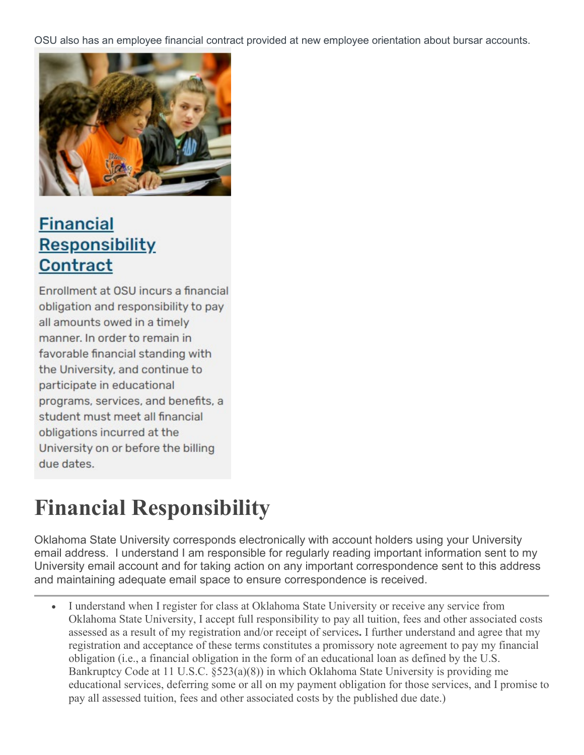OSU also has an employee financial contract provided at new employee orientation about bursar accounts.

## Financial Responsibility Contract

Enrollment at OSU incurs a financial obligation and responsibility to pay all amounts owed in a timely manner. In order to remain in favorable financial standing with the University, and continue to participate in educational programs, services, and benefits, a student must meet all financial obligations incurred at the University on or before the billing due dates.

# Financial Responsibility

Oklahoma State University corresponds electronically with account holders using your University email address. I understand I am responsible for regularly reading important information sent to my University email account and for taking action on any important correspondence sent to this address and maintaining adequate email space to ensure correspondence is received.

---

- I understand when I register for class at Oklahoma State University or receive any service from Oklahoma State University, I accept full responsibility to pay all tuition, fees and other associated costs assessed as a result of my registration and/or receipt of services**.** I further understand and agree that my registration and acceptance of these terms constitutes a promissory note agreement to pay my financial obligation (i.e., a financial obligation in the form of an educational loan as defined by the U.S. Bankruptcy Code at 11 U.S.C. §523(a)(8)) in which Oklahoma State University is providing me educational services, deferring some or all on my payment obligation for those services, and I promise to pay all assessed tuition, fees and other associated costs by the published due date.)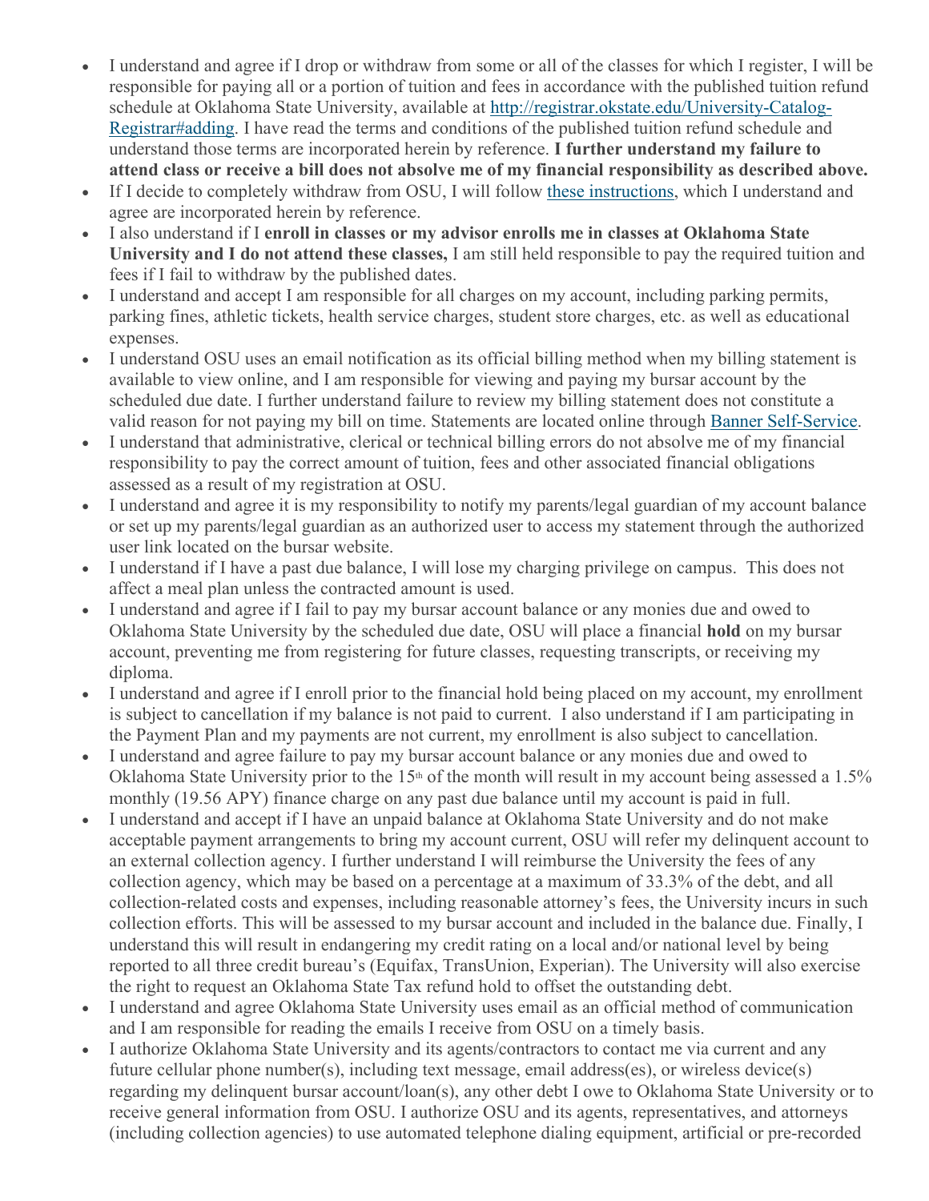- I understand and agree if I drop or withdraw from some or all of the classes for which I register, I will be responsible for paying all or a portion of tuition and fees in accordance with the published tuition refund schedule at Oklahoma State University, available at [http://registrar.okstate.edu/University-Catalog-Registrar#adding](http://registrar.okstate.edu/University-Catalog-Registrar#adding). I have read the terms and conditions of the published tuition refund schedule and understand those terms are incorporated herein by reference. **I further understand my failure to attend class or receive a bill does not absolve me of my financial responsibility as described above.**
- If I decide to completely withdraw from OSU, I will follow these instructions, which I understand and agree are incorporated herein by reference.
- I also understand if I **enroll in classes or my advisor enrolls me in classes at Oklahoma State University and I do not attend these classes,** I am still held responsible to pay the required tuition and fees if I fail to withdraw by the published dates.
- I understand and accept I am responsible for all charges on my account, including parking permits, parking fines, athletic tickets, health service charges, student store charges, etc. as well as educational expenses.
- I understand OSU uses an email notification as its official billing method when my billing statement is available to view online, and I am responsible for viewing and paying my bursar account by the scheduled due date. I further understand failure to review my billing statement does not constitute a valid reason for not paying my bill on time. Statements are located online through Banner Self-Service.
- I understand that administrative, clerical or technical billing errors do not absolve me of my financial responsibility to pay the correct amount of tuition, fees and other associated financial obligations assessed as a result of my registration at OSU.
- I understand and agree it is my responsibility to notify my parents/legal guardian of my account balance or set up my parents/legal guardian as an authorized user to access my statement through the authorized user link located on the bursar website.
- I understand if I have a past due balance, I will lose my charging privilege on campus. This does not affect a meal plan unless the contracted amount is used.
- I understand and agree if I fail to pay my bursar account balance or any monies due and owed to Oklahoma State University by the scheduled due date, OSU will place a financial **hold** on my bursar account, preventing me from registering for future classes, requesting transcripts, or receiving my diploma.
- I understand and agree if I enroll prior to the financial hold being placed on my account, my enrollment is subject to cancellation if my balance is not paid to current. I also understand if I am participating in the Payment Plan and my payments are not current, my enrollment is also subject to cancellation.
- I understand and agree failure to pay my bursar account balance or any monies due and owed to Oklahoma State University prior to the 15th of the month will result in my account being assessed a 1.5% monthly (19.56 APY) finance charge on any past due balance until my account is paid in full.
- I understand and accept if I have an unpaid balance at Oklahoma State University and do not make acceptable payment arrangements to bring my account current, OSU will refer my delinquent account to an external collection agency. I further understand I will reimburse the University the fees of any collection agency, which may be based on a percentage at a maximum of 33.3% of the debt, and all collection-related costs and expenses, including reasonable attorney's fees, the University incurs in such collection efforts. This will be assessed to my bursar account and included in the balance due. Finally, I understand this will result in endangering my credit rating on a local and/or national level by being reported to all three credit bureau's (Equifax, TransUnion, Experian). The University will also exercise the right to request an Oklahoma State Tax refund hold to offset the outstanding debt.
- I understand and agree Oklahoma State University uses email as an official method of communication and I am responsible for reading the emails I receive from OSU on a timely basis.
- I authorize Oklahoma State University and its agents/contractors to contact me via current and any future cellular phone number(s), including text message, email address(es), or wireless device(s) regarding my delinquent bursar account/loan(s), any other debt I owe to Oklahoma State University or to receive general information from OSU. I authorize OSU and its agents, representatives, and attorneys (including collection agencies) to use automated telephone dialing equipment, artificial or pre-recorded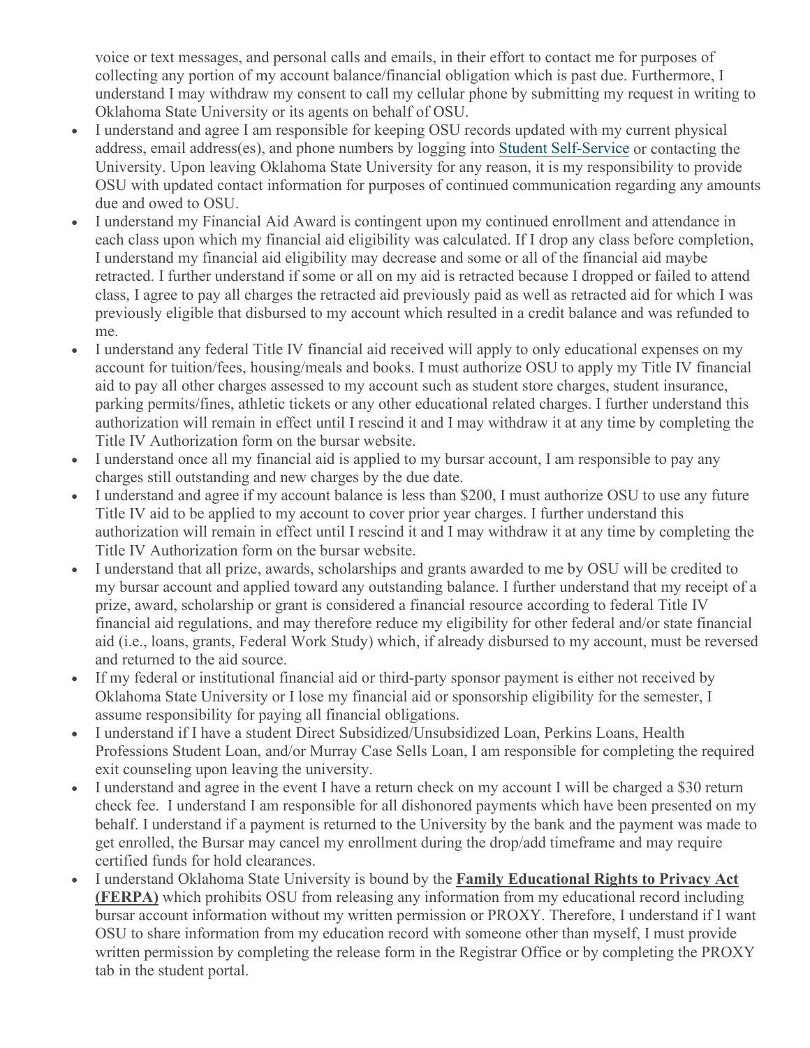voice or text messages, and personal calls and emails, in their effort to contact me for purposes of collecting any portion of my account balance/financial obligation which is past due. Furthermore, I understand I may withdraw my consent to call my cellular phone by submitting my request in writing to Oklahoma State University or its agents on behalf of OSU.

- I understand and agree I am responsible for keeping OSU records updated with my current physical address, email address(es), and phone numbers by logging into Student Self-Service or contacting the University. Upon leaving Oklahoma State University for any reason, it is my responsibility to provide OSU with updated contact information for purposes of continued communication regarding any amounts due and owed to OSU.
- I understand my Financial Aid Award is contingent upon my continued enrollment and attendance in each class upon which my financial aid eligibility was calculated. If I drop any class before completion, I understand my financial aid eligibility may decrease and some or all of the financial aid maybe retracted. I further understand if some or all on my aid is retracted because I dropped or failed to attend class, I agree to pay all charges the retracted aid previously paid as well as retracted aid for which I was previously eligible that disbursed to my account which resulted in a credit balance and was refunded to me.
- I understand any federal Title IV financial aid received will apply to only educational expenses on my account for tuition/fees, housing/meals and books. I must authorize OSU to apply my Title IV financial aid to pay all other charges assessed to my account such as student store charges, student insurance, parking permits/fines, athletic tickets or any other educational related charges. I further understand this authorization will remain in effect until I rescind it and I may withdraw it at any time by completing the Title IV Authorization form on the bursar website.
- I understand once all my financial aid is applied to my bursar account, I am responsible to pay any charges still outstanding and new charges by the due date.
- I understand and agree if my account balance is less than $200, I must authorize OSU to use any future Title IV aid to be applied to my account to cover prior year charges. I further understand this authorization will remain in effect until I rescind it and I may withdraw it at any time by completing the Title IV Authorization form on the bursar website.
- I understand that all prize, awards, scholarships and grants awarded to me by OSU will be credited to my bursar account and applied toward any outstanding balance. I further understand that my receipt of a prize, award, scholarship or grant is considered a financial resource according to federal Title IV financial aid regulations, and may therefore reduce my eligibility for other federal and/or state financial aid (i.e., loans, grants, Federal Work Study) which, if already disbursed to my account, must be reversed and returned to the aid source.
- If my federal or institutional financial aid or third-party sponsor payment is either not received by Oklahoma State University or I lose my financial aid or sponsorship eligibility for the semester, I assume responsibility for paying all financial obligations.
- I understand if I have a student Direct Subsidized/Unsubsidized Loan, Perkins Loans, Health Professions Student Loan, and/or Murray Case Sells Loan, I am responsible for completing the required exit counseling upon leaving the university.
- I understand and agree in the event I have a return check on my account I will be charged a $30 return check fee. I understand I am responsible for all dishonored payments which have been presented on my behalf. I understand if a payment is returned to the University by the bank and the payment was made to get enrolled, the Bursar may cancel my enrollment during the drop/add timeframe and may require certified funds for hold clearances.
- I understand Oklahoma State University is bound by the **Family Educational Rights to Privacy Act (FERPA)** which prohibits OSU from releasing any information from my educational record including bursar account information without my written permission or PROXY. Therefore, I understand if I want OSU to share information from my education record with someone other than myself, I must provide written permission by completing the release form in the Registrar Office or by completing the PROXY tab in the student portal.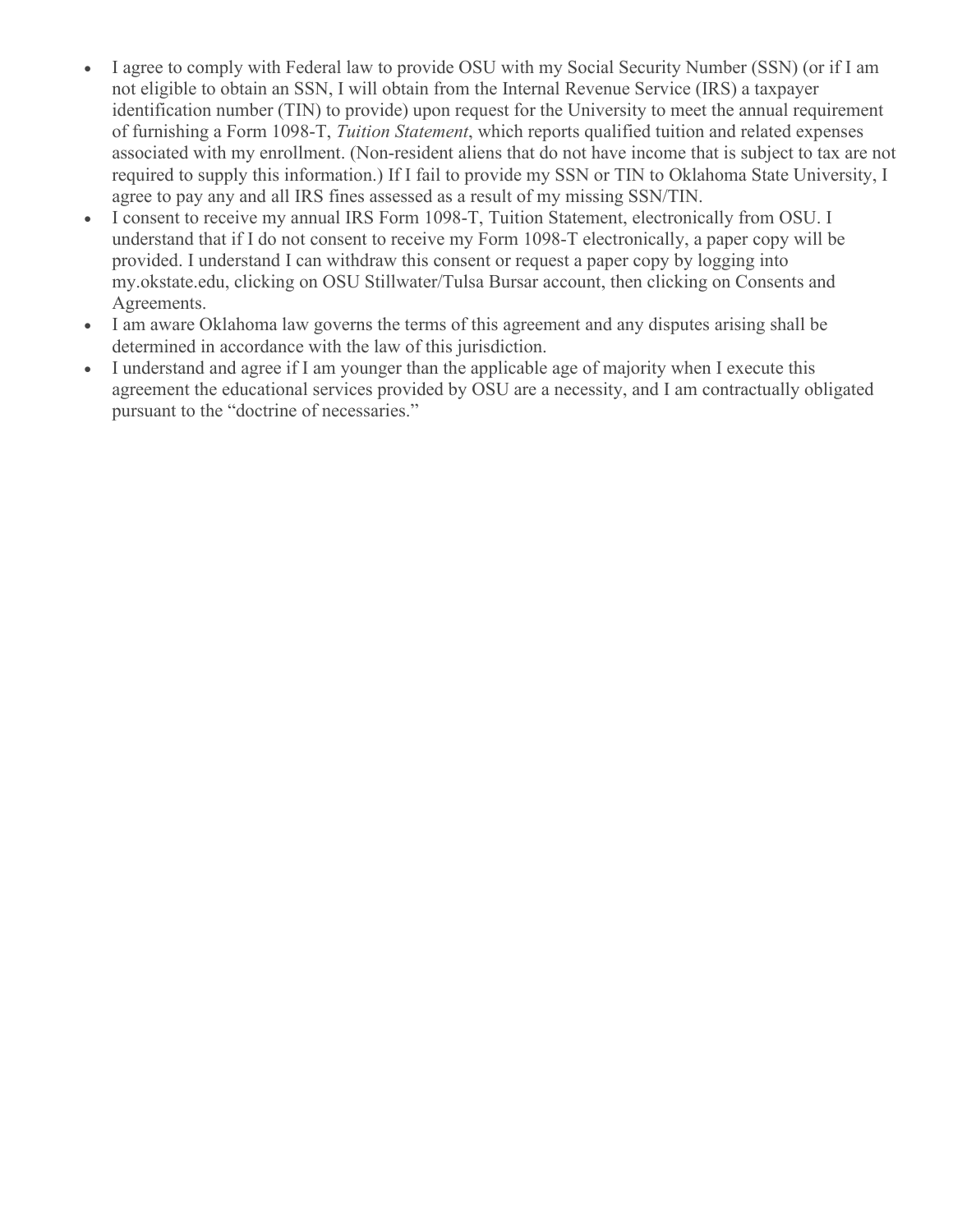- I agree to comply with Federal law to provide OSU with my Social Security Number (SSN) (or if I am not eligible to obtain an SSN, I will obtain from the Internal Revenue Service (IRS) a taxpayer identification number (TIN) to provide) upon request for the University to meet the annual requirement of furnishing a Form 1098-T, *Tuition Statement*, which reports qualified tuition and related expenses associated with my enrollment. (Non-resident aliens that do not have income that is subject to tax are not required to supply this information.) If I fail to provide my SSN or TIN to Oklahoma State University, I agree to pay any and all IRS fines assessed as a result of my missing SSN/TIN.
- I consent to receive my annual IRS Form 1098-T, Tuition Statement, electronically from OSU. I understand that if I do not consent to receive my Form 1098-T electronically, a paper copy will be provided. I understand I can withdraw this consent or request a paper copy by logging into my.okstate.edu, clicking on OSU Stillwater/Tulsa Bursar account, then clicking on Consents and Agreements.
- I am aware Oklahoma law governs the terms of this agreement and any disputes arising shall be determined in accordance with the law of this jurisdiction.
- I understand and agree if I am younger than the applicable age of majority when I execute this agreement the educational services provided by OSU are a necessity, and I am contractually obligated pursuant to the "doctrine of necessaries."